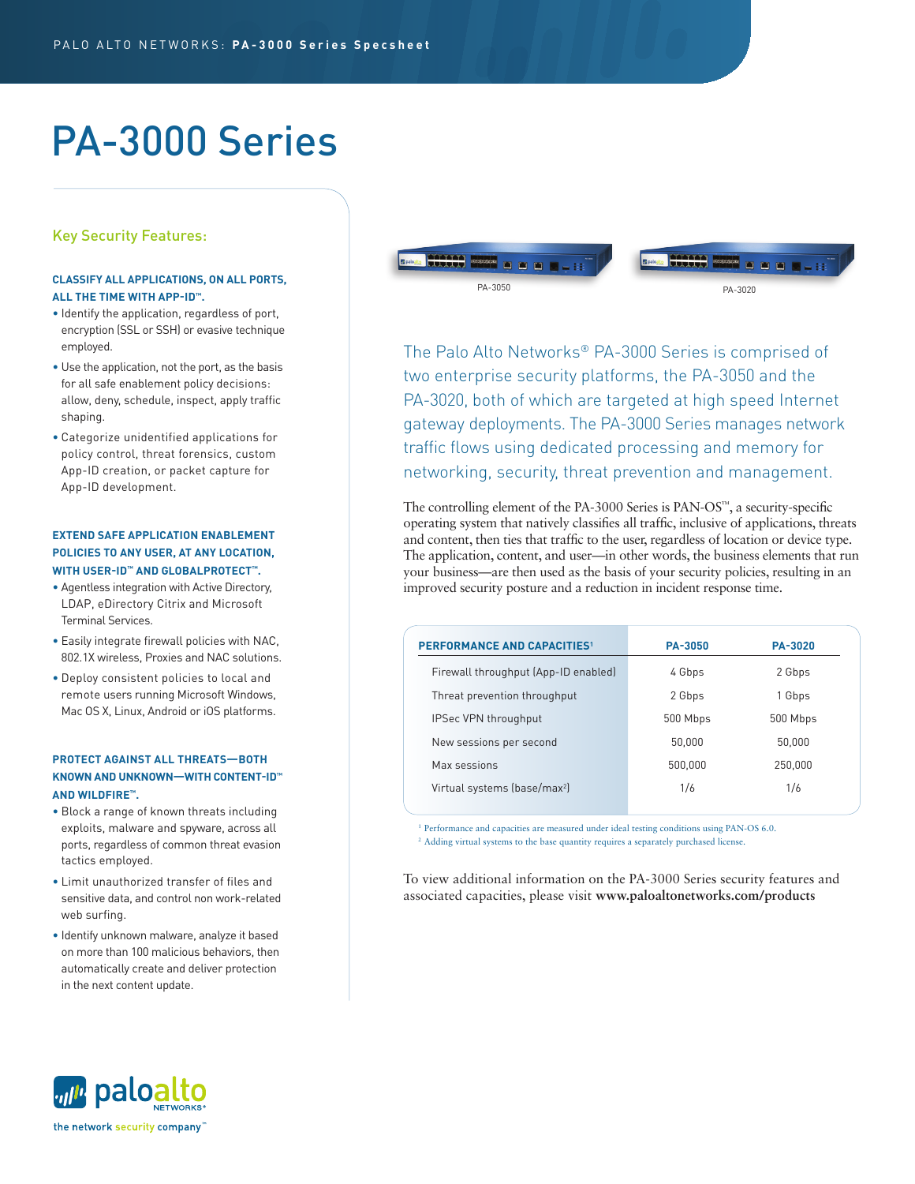# PA-3000 Series

## Key Security Features:

### CLASSIFY ALL APPLICATIONS, ON ALL PORTS, ALL THE TIME WITH APP-ID™.

- Identify the application, regardless of port, encryption (SSL or SSH) or evasive technique employed.
- Use the application, not the port, as the basis for all safe enablement policy decisions: allow, deny, schedule, inspect, apply traffic shaping.
- Categorize unidentified applications for policy control, threat forensics, custom App-ID creation, or packet capture for App-ID development.

### EXTEND SAFE APPLICATION ENABLEMENT POLICIES TO ANY USER, AT ANY LOCATION, WITH USER-ID™ AND GLOBALPROTECT™.

- Agentless integration with Active Directory, LDAP, eDirectory Citrix and Microsoft Terminal Services.
- Easily integrate firewall policies with NAC, 802.1X wireless, Proxies and NAC solutions.
- Deploy consistent policies to local and remote users running Microsoft Windows, Mac OS X, Linux, Android or iOS platforms.

### PROTECT AGAINST ALL THREATS—BOTH KNOWN AND UNKNOWN—WITH CONTENT-ID™ AND WILDFIRE™.

- Block a range of known threats including exploits, malware and spyware, across all ports, regardless of common threat evasion tactics employed.
- Limit unauthorized transfer of files and sensitive data, and control non work-related web surfing.
- Identify unknown malware, analyze it based on more than 100 malicious behaviors, then automatically create and deliver protection in the next content update.

PA-3050 PA-3020

The Palo Alto Networks® PA-3000 Series is comprised of two enterprise security platforms, the PA-3050 and the PA-3020, both of which are targeted at high speed Internet gateway deployments. The PA-3000 Series manages network traffic flows using dedicated processing and memory for networking, security, threat prevention and management.

The controlling element of the PA-3000 Series is PAN-OS™, a security-specific operating system that natively classifies all traffic, inclusive of applications, threats and content, then ties that traffic to the user, regardless of location or device type. The application, content, and user—in other words, the business elements that run your business—are then used as the basis of your security policies, resulting in an improved security posture and a reduction in incident response time.

| PERFORMANCE AND CAPACITIES[1] | PA-3050 | PA-3020 |
|---|---|---|
| Firewall throughput (App-ID enabled) | 4 Gbps | 2 Gbps |
| Threat prevention throughput | 2 Gbps | 1 Gbps |
| IPSec VPN throughput | 500 Mbps | 500 Mbps |
| New sessions per second | 50,000 | 50,000 |
| Max sessions | 500,000 | 250,000 |
| Virtual systems (base/max[2]) | 1/6 | 1/6 |

[1] Performance and capacities are measured under ideal testing conditions using PAN-OS 6.0.
[2] Adding virtual systems to the base quantity requires a separately purchased license.

To view additional information on the PA-3000 Series security features and associated capacities, please visit **www.paloaltonetworks.com/products**

paloalto NETWORKS®
the network security company™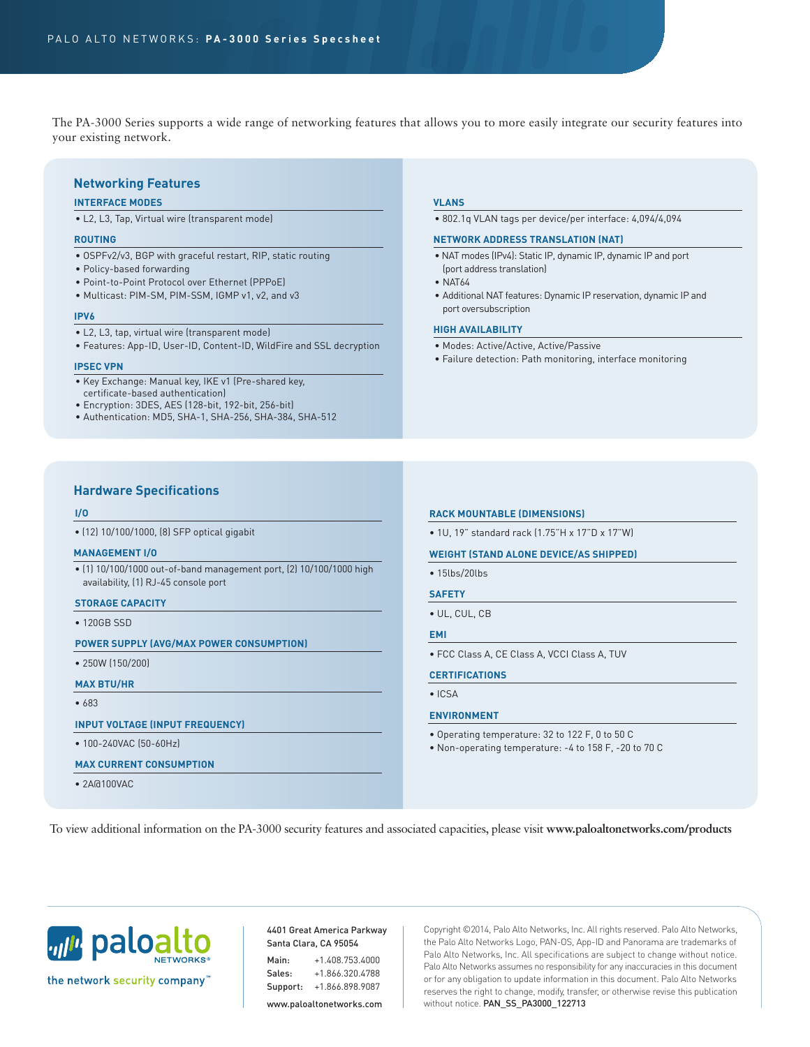The PA-3000 Series supports a wide range of networking features that allows you to more easily integrate our security features into your existing network.

## Networking Features

### INTERFACE MODES

- L2, L3, Tap, Virtual wire (transparent mode)

### ROUTING

- OSPFv2/v3, BGP with graceful restart, RIP, static routing
- Policy-based forwarding
- Point-to-Point Protocol over Ethernet (PPPoE)
- Multicast: PIM-SM, PIM-SSM, IGMP v1, v2, and v3

### IPV6

- L2, L3, tap, virtual wire (transparent mode)
- Features: App-ID, User-ID, Content-ID, WildFire and SSL decryption

### IPSEC VPN

- Key Exchange: Manual key, IKE v1 (Pre-shared key, certificate-based authentication)
- Encryption: 3DES, AES (128-bit, 192-bit, 256-bit)
- Authentication: MD5, SHA-1, SHA-256, SHA-384, SHA-512

### VLANS

- 802.1q VLAN tags per device/per interface: 4,094/4,094

### NETWORK ADDRESS TRANSLATION (NAT)

- NAT modes (IPv4): Static IP, dynamic IP, dynamic IP and port (port address translation)
- NAT64
- Additional NAT features: Dynamic IP reservation, dynamic IP and port oversubscription

### HIGH AVAILABILITY

- Modes: Active/Active, Active/Passive
- Failure detection: Path monitoring, interface monitoring

## Hardware Specifications

### I/O

- (12) 10/100/1000, (8) SFP optical gigabit

### MANAGEMENT I/O

- (1) 10/100/1000 out-of-band management port, (2) 10/100/1000 high availability, (1) RJ-45 console port

### STORAGE CAPACITY

- 120GB SSD

### POWER SUPPLY (AVG/MAX POWER CONSUMPTION)

- 250W (150/200)

### MAX BTU/HR

- 683

### INPUT VOLTAGE (INPUT FREQUENCY)

- 100-240VAC (50-60Hz)

### MAX CURRENT CONSUMPTION

- 2A@100VAC

### RACK MOUNTABLE (DIMENSIONS)

- 1U, 19" standard rack (1.75"H x 17"D x 17"W)

### WEIGHT (STAND ALONE DEVICE/AS SHIPPED)

- 15lbs/20lbs

### SAFETY

- UL, CUL, CB

### EMI

- FCC Class A, CE Class A, VCCI Class A, TUV

### CERTIFICATIONS

- ICSA

### ENVIRONMENT

- Operating temperature: 32 to 122 F, 0 to 50 C
- Non-operating temperature: -4 to 158 F, -20 to 70 C

To view additional information on the PA-3000 security features and associated capacities, please visit **www.paloaltonetworks.com/products**

paloalto NETWORKS®
the network security company™

4401 Great America Parkway
Santa Clara, CA 95054

Main: +1.408.753.4000
Sales: +1.866.320.4788
Support: +1.866.898.9087

www.paloaltonetworks.com

Copyright ©2014, Palo Alto Networks, Inc. All rights reserved. Palo Alto Networks, the Palo Alto Networks Logo, PAN-OS, App-ID and Panorama are trademarks of Palo Alto Networks, Inc. All specifications are subject to change without notice. Palo Alto Networks assumes no responsibility for any inaccuracies in this document or for any obligation to update information in this document. Palo Alto Networks reserves the right to change, modify, transfer, or otherwise revise this publication without notice. PAN_SS_PA3000_122713